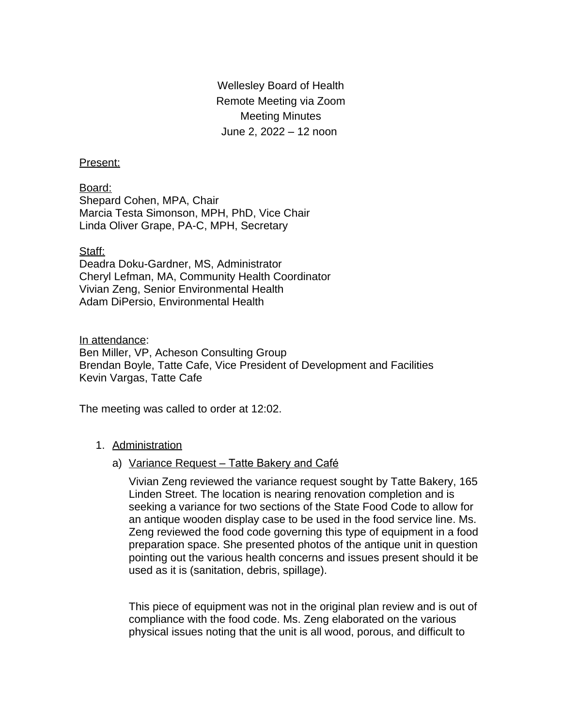Wellesley Board of Health
Remote Meeting via Zoom
Meeting Minutes
June 2, 2022 – 12 noon

Present:

Board:
Shepard Cohen, MPA, Chair
Marcia Testa Simonson, MPH, PhD, Vice Chair
Linda Oliver Grape, PA-C, MPH, Secretary

Staff:
Deadra Doku-Gardner, MS, Administrator
Cheryl Lefman, MA, Community Health Coordinator
Vivian Zeng, Senior Environmental Health
Adam DiPersio, Environmental Health

In attendance:
Ben Miller, VP, Acheson Consulting Group
Brendan Boyle, Tatte Cafe, Vice President of Development and Facilities
Kevin Vargas, Tatte Cafe

The meeting was called to order at 12:02.

1. Administration

   a) Variance Request – Tatte Bakery and Café

      Vivian Zeng reviewed the variance request sought by Tatte Bakery, 165 Linden Street. The location is nearing renovation completion and is seeking a variance for two sections of the State Food Code to allow for an antique wooden display case to be used in the food service line. Ms. Zeng reviewed the food code governing this type of equipment in a food preparation space. She presented photos of the antique unit in question pointing out the various health concerns and issues present should it be used as it is (sanitation, debris, spillage).

      This piece of equipment was not in the original plan review and is out of compliance with the food code. Ms. Zeng elaborated on the various physical issues noting that the unit is all wood, porous, and difficult to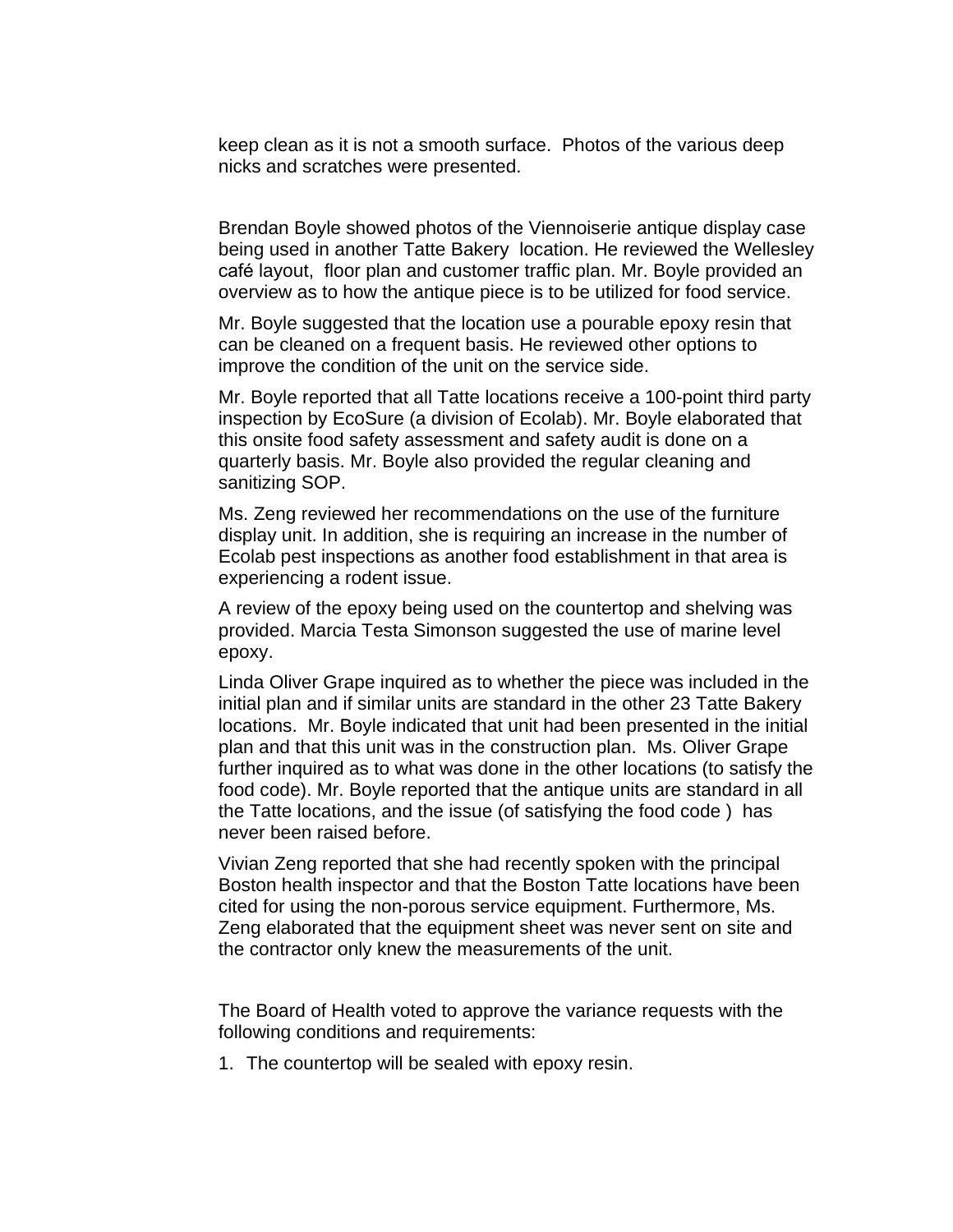keep clean as it is not a smooth surface. Photos of the various deep nicks and scratches were presented.

Brendan Boyle showed photos of the Viennoiserie antique display case being used in another Tatte Bakery location. He reviewed the Wellesley café layout, floor plan and customer traffic plan. Mr. Boyle provided an overview as to how the antique piece is to be utilized for food service.

Mr. Boyle suggested that the location use a pourable epoxy resin that can be cleaned on a frequent basis. He reviewed other options to improve the condition of the unit on the service side.

Mr. Boyle reported that all Tatte locations receive a 100-point third party inspection by EcoSure (a division of Ecolab). Mr. Boyle elaborated that this onsite food safety assessment and safety audit is done on a quarterly basis. Mr. Boyle also provided the regular cleaning and sanitizing SOP.

Ms. Zeng reviewed her recommendations on the use of the furniture display unit. In addition, she is requiring an increase in the number of Ecolab pest inspections as another food establishment in that area is experiencing a rodent issue.

A review of the epoxy being used on the countertop and shelving was provided. Marcia Testa Simonson suggested the use of marine level epoxy.

Linda Oliver Grape inquired as to whether the piece was included in the initial plan and if similar units are standard in the other 23 Tatte Bakery locations. Mr. Boyle indicated that unit had been presented in the initial plan and that this unit was in the construction plan. Ms. Oliver Grape further inquired as to what was done in the other locations (to satisfy the food code). Mr. Boyle reported that the antique units are standard in all the Tatte locations, and the issue (of satisfying the food code ) has never been raised before.

Vivian Zeng reported that she had recently spoken with the principal Boston health inspector and that the Boston Tatte locations have been cited for using the non-porous service equipment. Furthermore, Ms. Zeng elaborated that the equipment sheet was never sent on site and the contractor only knew the measurements of the unit.

The Board of Health voted to approve the variance requests with the following conditions and requirements:

1. The countertop will be sealed with epoxy resin.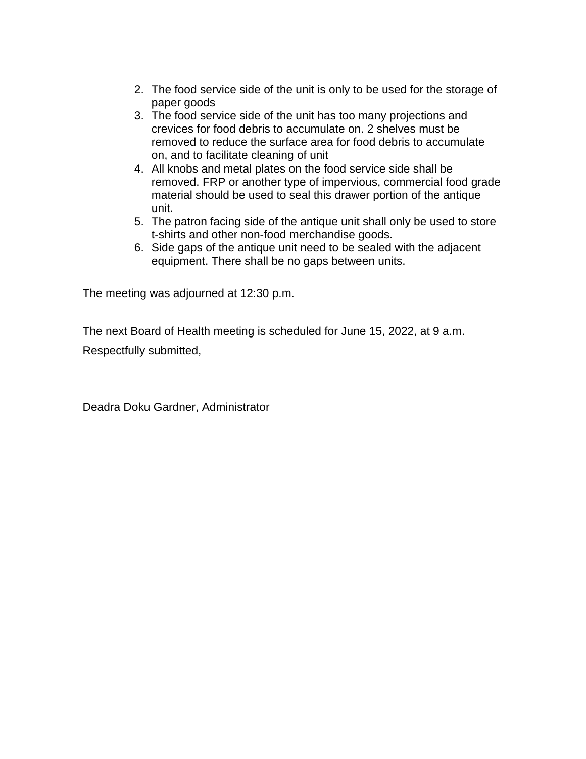2. The food service side of the unit is only to be used for the storage of paper goods
3. The food service side of the unit has too many projections and crevices for food debris to accumulate on. 2 shelves must be removed to reduce the surface area for food debris to accumulate on, and to facilitate cleaning of unit
4. All knobs and metal plates on the food service side shall be removed. FRP or another type of impervious, commercial food grade material should be used to seal this drawer portion of the antique unit.
5. The patron facing side of the antique unit shall only be used to store t-shirts and other non-food merchandise goods.
6. Side gaps of the antique unit need to be sealed with the adjacent equipment. There shall be no gaps between units.

The meeting was adjourned at 12:30 p.m.

The next Board of Health meeting is scheduled for June 15, 2022, at 9 a.m.

Respectfully submitted,

Deadra Doku Gardner, Administrator